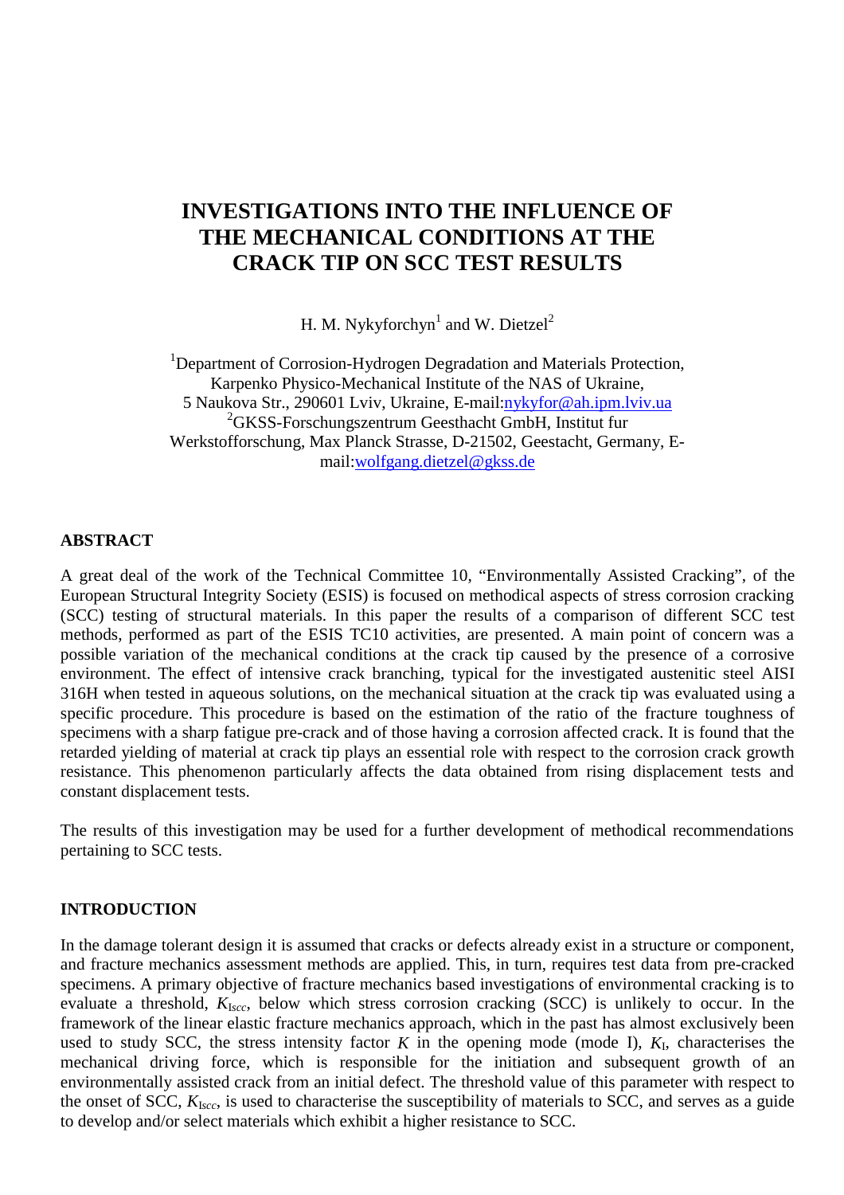# INVESTIGATIONS INTO THE INFLUENCE OF THE MECHANICAL CONDITIONS AT THE CRACK TIP ON SCC TEST RESULTS

H. M. Nykyforchyn[1] and W. Dietzel[2]

[1]Department of Corrosion-Hydrogen Degradation and Materials Protection, Karpenko Physico-Mechanical Institute of the NAS of Ukraine, 5 Naukova Str., 290601 Lviv, Ukraine, E-mail:nykyfor@ah.ipm.lviv.ua
[2]GKSS-Forschungszentrum Geesthacht GmbH, Institut fur Werkstofforschung, Max Planck Strasse, D-21502, Geestacht, Germany, E-mail:wolfgang.dietzel@gkss.de

## ABSTRACT

A great deal of the work of the Technical Committee 10, "Environmentally Assisted Cracking", of the European Structural Integrity Society (ESIS) is focused on methodical aspects of stress corrosion cracking (SCC) testing of structural materials. In this paper the results of a comparison of different SCC test methods, performed as part of the ESIS TC10 activities, are presented. A main point of concern was a possible variation of the mechanical conditions at the crack tip caused by the presence of a corrosive environment. The effect of intensive crack branching, typical for the investigated austenitic steel AISI 316H when tested in aqueous solutions, on the mechanical situation at the crack tip was evaluated using a specific procedure. This procedure is based on the estimation of the ratio of the fracture toughness of specimens with a sharp fatigue pre-crack and of those having a corrosion affected crack. It is found that the retarded yielding of material at crack tip plays an essential role with respect to the corrosion crack growth resistance. This phenomenon particularly affects the data obtained from rising displacement tests and constant displacement tests.

The results of this investigation may be used for a further development of methodical recommendations pertaining to SCC tests.

## INTRODUCTION

In the damage tolerant design it is assumed that cracks or defects already exist in a structure or component, and fracture mechanics assessment methods are applied. This, in turn, requires test data from pre-cracked specimens. A primary objective of fracture mechanics based investigations of environmental cracking is to evaluate a threshold, $K_{Iscc}$, below which stress corrosion cracking (SCC) is unlikely to occur. In the framework of the linear elastic fracture mechanics approach, which in the past has almost exclusively been used to study SCC, the stress intensity factor $K$ in the opening mode (mode I), $K_I$, characterises the mechanical driving force, which is responsible for the initiation and subsequent growth of an environmentally assisted crack from an initial defect. The threshold value of this parameter with respect to the onset of SCC, $K_{Iscc}$, is used to characterise the susceptibility of materials to SCC, and serves as a guide to develop and/or select materials which exhibit a higher resistance to SCC.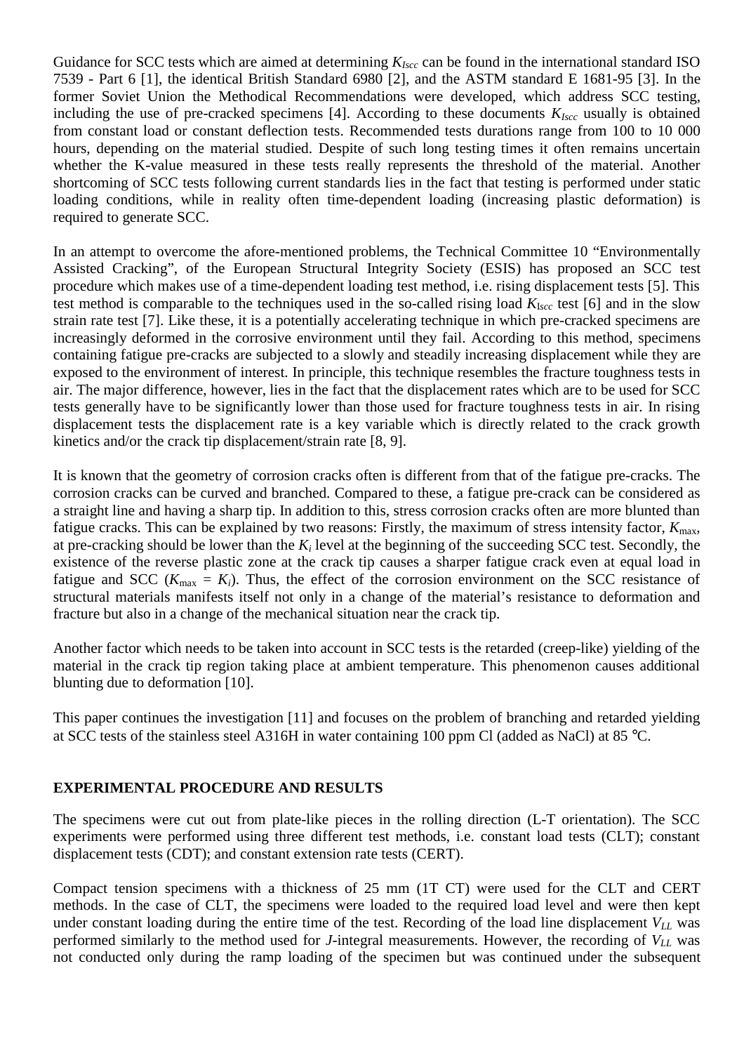Guidance for SCC tests which are aimed at determining $K_{Iscc}$ can be found in the international standard ISO 7539 - Part 6 [1], the identical British Standard 6980 [2], and the ASTM standard E 1681-95 [3]. In the former Soviet Union the Methodical Recommendations were developed, which address SCC testing, including the use of pre-cracked specimens [4]. According to these documents $K_{Iscc}$ usually is obtained from constant load or constant deflection tests. Recommended tests durations range from 100 to 10 000 hours, depending on the material studied. Despite of such long testing times it often remains uncertain whether the K-value measured in these tests really represents the threshold of the material. Another shortcoming of SCC tests following current standards lies in the fact that testing is performed under static loading conditions, while in reality often time-dependent loading (increasing plastic deformation) is required to generate SCC.

In an attempt to overcome the afore-mentioned problems, the Technical Committee 10 "Environmentally Assisted Cracking", of the European Structural Integrity Society (ESIS) has proposed an SCC test procedure which makes use of a time-dependent loading test method, i.e. rising displacement tests [5]. This test method is comparable to the techniques used in the so-called rising load $K_{Iscc}$ test [6] and in the slow strain rate test [7]. Like these, it is a potentially accelerating technique in which pre-cracked specimens are increasingly deformed in the corrosive environment until they fail. According to this method, specimens containing fatigue pre-cracks are subjected to a slowly and steadily increasing displacement while they are exposed to the environment of interest. In principle, this technique resembles the fracture toughness tests in air. The major difference, however, lies in the fact that the displacement rates which are to be used for SCC tests generally have to be significantly lower than those used for fracture toughness tests in air. In rising displacement tests the displacement rate is a key variable which is directly related to the crack growth kinetics and/or the crack tip displacement/strain rate [8, 9].

It is known that the geometry of corrosion cracks often is different from that of the fatigue pre-cracks. The corrosion cracks can be curved and branched. Compared to these, a fatigue pre-crack can be considered as a straight line and having a sharp tip. In addition to this, stress corrosion cracks often are more blunted than fatigue cracks. This can be explained by two reasons: Firstly, the maximum of stress intensity factor, $K_{max}$, at pre-cracking should be lower than the $K_i$ level at the beginning of the succeeding SCC test. Secondly, the existence of the reverse plastic zone at the crack tip causes a sharper fatigue crack even at equal load in fatigue and SCC ($K_{max} = K_i$). Thus, the effect of the corrosion environment on the SCC resistance of structural materials manifests itself not only in a change of the material's resistance to deformation and fracture but also in a change of the mechanical situation near the crack tip.

Another factor which needs to be taken into account in SCC tests is the retarded (creep-like) yielding of the material in the crack tip region taking place at ambient temperature. This phenomenon causes additional blunting due to deformation [10].

This paper continues the investigation [11] and focuses on the problem of branching and retarded yielding at SCC tests of the stainless steel A316H in water containing 100 ppm Cl (added as NaCl) at 85 °C.

## EXPERIMENTAL PROCEDURE AND RESULTS

The specimens were cut out from plate-like pieces in the rolling direction (L-T orientation). The SCC experiments were performed using three different test methods, i.e. constant load tests (CLT); constant displacement tests (CDT); and constant extension rate tests (CERT).

Compact tension specimens with a thickness of 25 mm (1T CT) were used for the CLT and CERT methods. In the case of CLT, the specimens were loaded to the required load level and were then kept under constant loading during the entire time of the test. Recording of the load line displacement $V_{LL}$ was performed similarly to the method used for $J$-integral measurements. However, the recording of $V_{LL}$ was not conducted only during the ramp loading of the specimen but was continued under the subsequent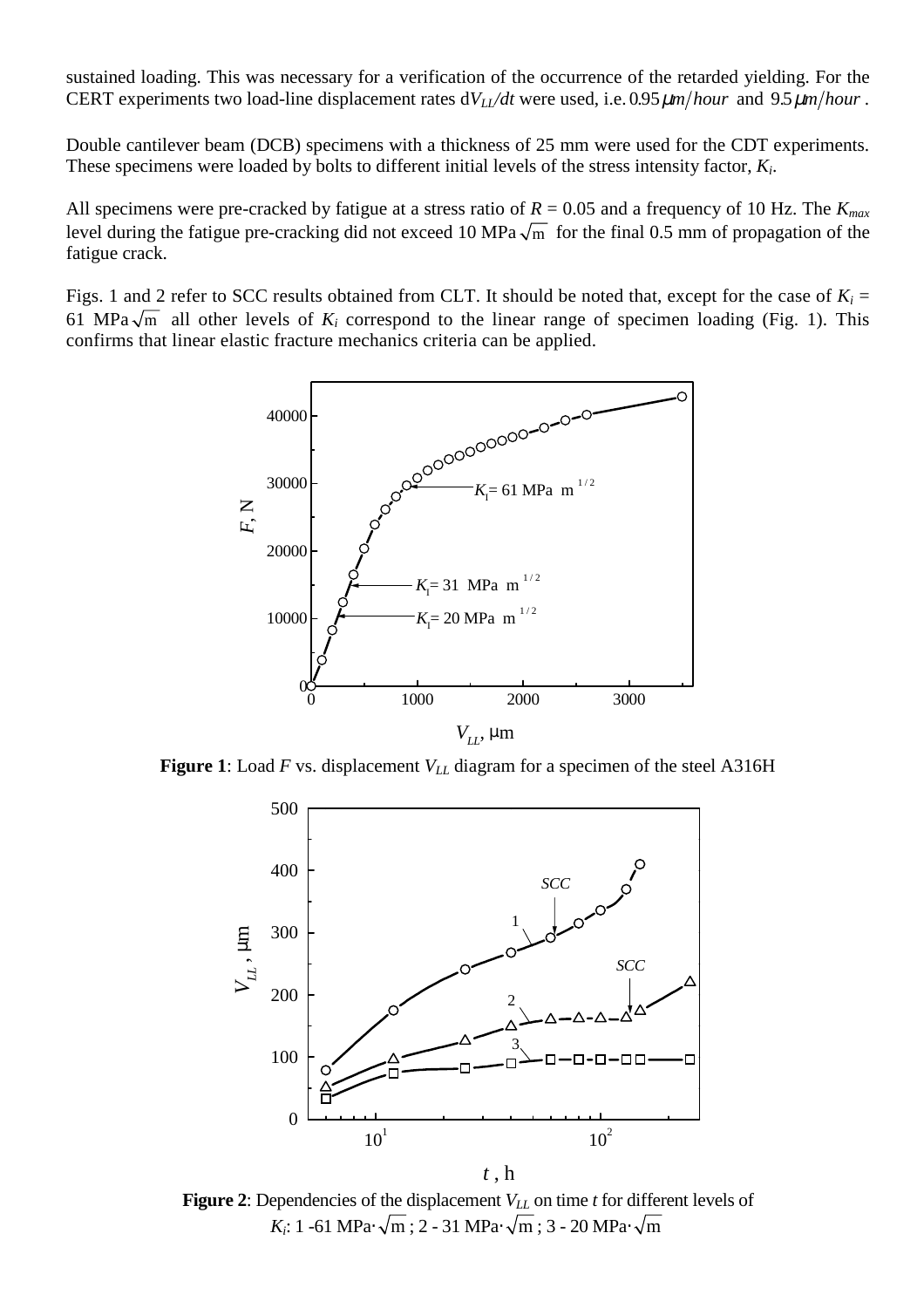sustained loading. This was necessary for a verification of the occurrence of the retarded yielding. For the CERT experiments two load-line displacement rates $dV_{LL}/dt$ were used, i.e. $0.95\,\mu m/hour$ and $9.5\,\mu m/hour$.

Double cantilever beam (DCB) specimens with a thickness of 25 mm were used for the CDT experiments. These specimens were loaded by bolts to different initial levels of the stress intensity factor, $K_i$.

All specimens were pre-cracked by fatigue at a stress ratio of $R$ = 0.05 and a frequency of 10 Hz. The $K_{max}$ level during the fatigue pre-cracking did not exceed 10 MPa$\sqrt{m}$ for the final 0.5 mm of propagation of the fatigue crack.

Figs. 1 and 2 refer to SCC results obtained from CLT. It should be noted that, except for the case of $K_i$ = 61 MPa$\sqrt{m}$ all other levels of $K_i$ correspond to the linear range of specimen loading (Fig. 1). This confirms that linear elastic fracture mechanics criteria can be applied.

**Figure 1**: Load $F$ vs. displacement $V_{LL}$ diagram for a specimen of the steel A316H

**Figure 2**: Dependencies of the displacement $V_{LL}$ on time $t$ for different levels of $K_i$: 1 -61 MPa$\cdot\sqrt{m}$ ; 2 - 31 MPa$\cdot\sqrt{m}$ ; 3 - 20 MPa$\cdot\sqrt{m}$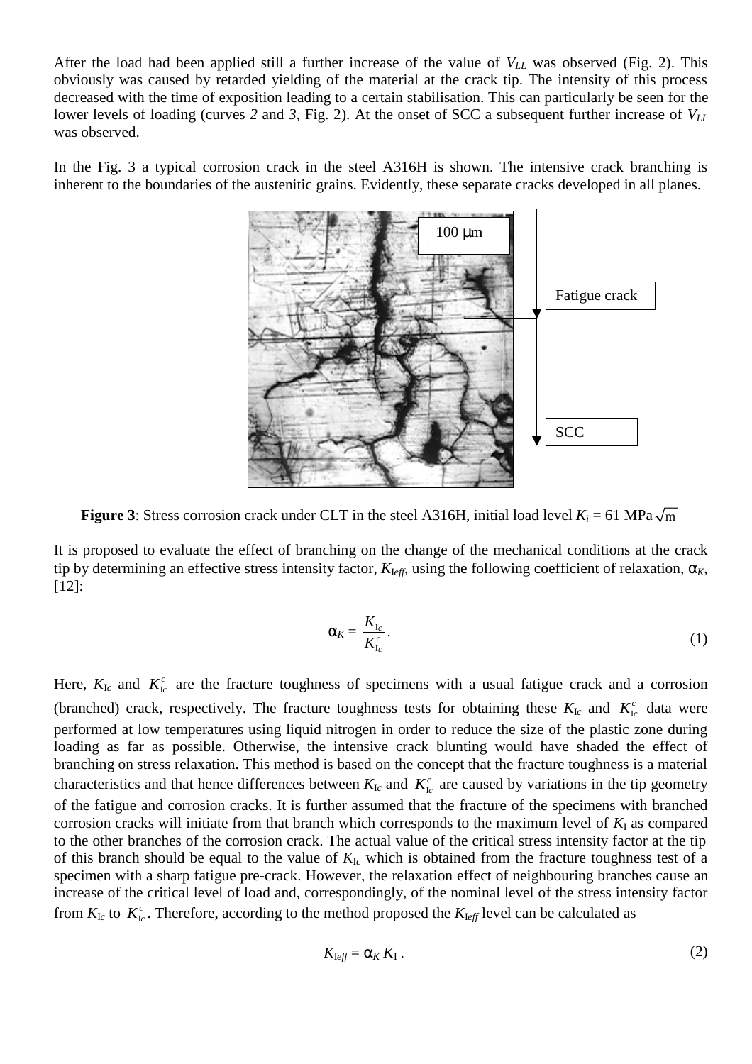After the load had been applied still a further increase of the value of $V_{LL}$ was observed (Fig. 2). This obviously was caused by retarded yielding of the material at the crack tip. The intensity of this process decreased with the time of exposition leading to a certain stabilisation. This can particularly be seen for the lower levels of loading (curves *2* and *3*, Fig. 2). At the onset of SCC a subsequent further increase of $V_{LL}$ was observed.

In the Fig. 3 a typical corrosion crack in the steel A316H is shown. The intensive crack branching is inherent to the boundaries of the austenitic grains. Evidently, these separate cracks developed in all planes.

**Figure 3**: Stress corrosion crack under CLT in the steel A316H, initial load level $K_i$ = 61 MPa $\sqrt{\text{m}}$

It is proposed to evaluate the effect of branching on the change of the mechanical conditions at the crack tip by determining an effective stress intensity factor, $K_{\text{I}eff}$, using the following coefficient of relaxation, $\alpha_K$, [12]:

$$\alpha_K = \frac{K_{\text{I}c}}{K_{\text{I}c}^{c}}. \tag{1}$$

Here, $K_{\text{I}c}$ and $K_{\text{I}c}^{c}$ are the fracture toughness of specimens with a usual fatigue crack and a corrosion (branched) crack, respectively. The fracture toughness tests for obtaining these $K_{\text{I}c}$ and $K_{\text{I}c}^{c}$ data were performed at low temperatures using liquid nitrogen in order to reduce the size of the plastic zone during loading as far as possible. Otherwise, the intensive crack blunting would have shaded the effect of branching on stress relaxation. This method is based on the concept that the fracture toughness is a material characteristics and that hence differences between $K_{\text{I}c}$ and $K_{\text{I}c}^{c}$ are caused by variations in the tip geometry of the fatigue and corrosion cracks. It is further assumed that the fracture of the specimens with branched corrosion cracks will initiate from that branch which corresponds to the maximum level of $K_{\text{I}}$ as compared to the other branches of the corrosion crack. The actual value of the critical stress intensity factor at the tip of this branch should be equal to the value of $K_{\text{I}c}$ which is obtained from the fracture toughness test of a specimen with a sharp fatigue pre-crack. However, the relaxation effect of neighbouring branches cause an increase of the critical level of load and, correspondingly, of the nominal level of the stress intensity factor from $K_{\text{I}c}$ to $K_{\text{I}c}^{c}$. Therefore, according to the method proposed the $K_{\text{I}eff}$ level can be calculated as

$$K_{\text{I}eff} = \alpha_K K_{\text{I}}. \tag{2}$$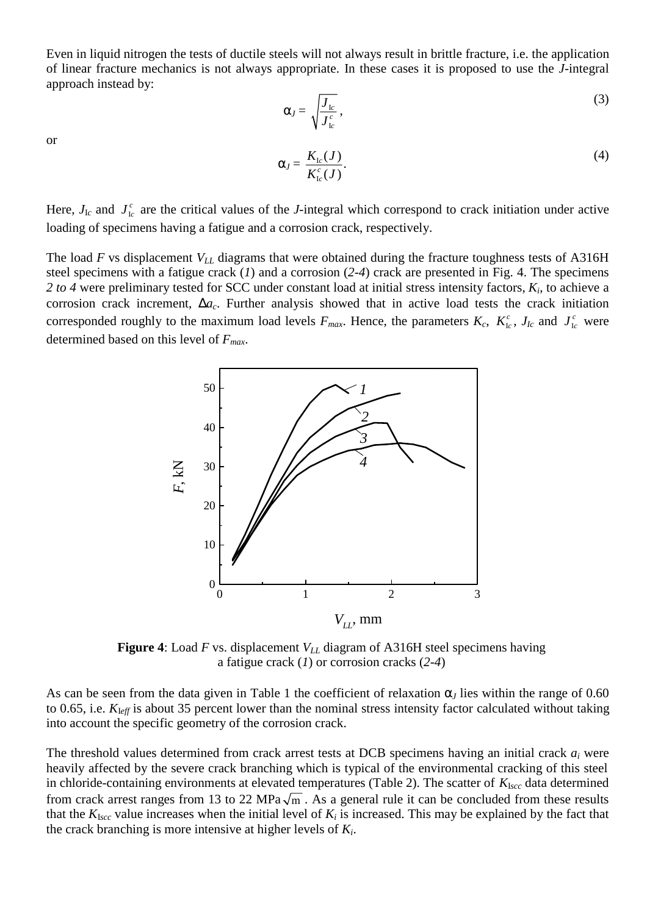Even in liquid nitrogen the tests of ductile steels will not always result in brittle fracture, i.e. the application of linear fracture mechanics is not always appropriate. In these cases it is proposed to use the *J*-integral approach instead by:

$$\alpha_J = \sqrt{\frac{J_{\mathrm{Ic}}}{J_{\mathrm{Ic}}^{c}}}, \tag{3}$$

or

$$\alpha_J = \frac{K_{\mathrm{Ic}}(J)}{K_{\mathrm{Ic}}^{c}(J)}. \tag{4}$$

Here, $J_{Ic}$ and $J_{\mathrm{Ic}}^{c}$ are the critical values of the *J*-integral which correspond to crack initiation under active loading of specimens having a fatigue and a corrosion crack, respectively.

The load *F* vs displacement $V_{LL}$ diagrams that were obtained during the fracture toughness tests of A316H steel specimens with a fatigue crack (*1*) and a corrosion (*2-4*) crack are presented in Fig. 4. The specimens *2 to 4* were preliminary tested for SCC under constant load at initial stress intensity factors, $K_i$, to achieve a corrosion crack increment, $\Delta a_c$. Further analysis showed that in active load tests the crack initiation corresponded roughly to the maximum load levels $F_{max}$. Hence, the parameters $K_c$, $K_{\mathrm{Ic}}^{c}$, $J_{Ic}$ and $J_{\mathrm{Ic}}^{c}$ were determined based on this level of $F_{max}$.

**Figure 4**: Load *F* vs. displacement $V_{LL}$ diagram of A316H steel specimens having a fatigue crack (*1*) or corrosion cracks (*2-4*)

As can be seen from the data given in Table 1 the coefficient of relaxation $\alpha_J$ lies within the range of 0.60 to 0.65, i.e. $K_{Ieff}$ is about 35 percent lower than the nominal stress intensity factor calculated without taking into account the specific geometry of the corrosion crack.

The threshold values determined from crack arrest tests at DCB specimens having an initial crack $a_i$ were heavily affected by the severe crack branching which is typical of the environmental cracking of this steel in chloride-containing environments at elevated temperatures (Table 2). The scatter of $K_{Iscc}$ data determined from crack arrest ranges from 13 to 22 MPa$\sqrt{\mathrm{m}}$. As a general rule it can be concluded from these results that the $K_{Iscc}$ value increases when the initial level of $K_i$ is increased. This may be explained by the fact that the crack branching is more intensive at higher levels of $K_i$.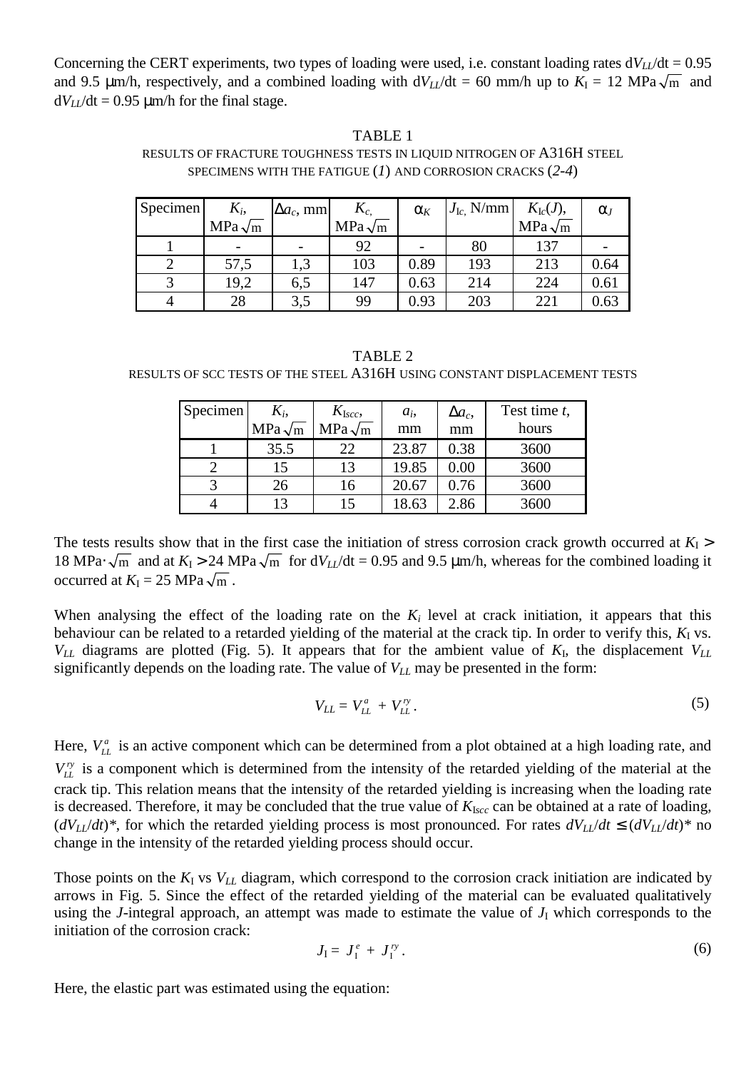Concerning the CERT experiments, two types of loading were used, i.e. constant loading rates $dV_{LL}/dt = 0.95$ and 9.5 μm/h, respectively, and a combined loading with $dV_{LL}/dt = 60$ mm/h up to $K_I = 12$ MPa$\sqrt{m}$ and $dV_{LL}/dt = 0.95$ μm/h for the final stage.

TABLE 1

RESULTS OF FRACTURE TOUGHNESS TESTS IN LIQUID NITROGEN OF A316H STEEL SPECIMENS WITH THE FATIGUE (*1*) AND CORROSION CRACKS (*2-4*)

| Specimen | $K_i$, MPa$\sqrt{m}$ | $\Delta a_c$, mm | $K_c$, MPa$\sqrt{m}$ | $\alpha_K$ | $J_{Ic}$, N/mm | $K_{Ic}(J)$, MPa$\sqrt{m}$ | $\alpha_J$ |
|---|---|---|---|---|---|---|---|
| 1 | - | - | 92 | - | 80 | 137 | - |
| 2 | 57,5 | 1,3 | 103 | 0.89 | 193 | 213 | 0.64 |
| 3 | 19,2 | 6,5 | 147 | 0.63 | 214 | 224 | 0.61 |
| 4 | 28 | 3,5 | 99 | 0.93 | 203 | 221 | 0.63 |

TABLE 2

RESULTS OF SCC TESTS OF THE STEEL A316H USING CONSTANT DISPLACEMENT TESTS

| Specimen | $K_i$, MPa$\sqrt{m}$ | $K_{Iscc}$, MPa$\sqrt{m}$ | $a_i$, mm | $\Delta a_c$, mm | Test time $t$, hours |
|---|---|---|---|---|---|
| 1 | 35.5 | 22 | 23.87 | 0.38 | 3600 |
| 2 | 15 | 13 | 19.85 | 0.00 | 3600 |
| 3 | 26 | 16 | 20.67 | 0.76 | 3600 |
| 4 | 13 | 15 | 18.63 | 2.86 | 3600 |

The tests results show that in the first case the initiation of stress corrosion crack growth occurred at $K_I >$ 18 MPa$\cdot\sqrt{m}$ and at $K_I >$ 24 MPa$\sqrt{m}$ for $dV_{LL}/dt = 0.95$ and 9.5 μm/h, whereas for the combined loading it occurred at $K_I = 25$ MPa$\sqrt{m}$.

When analysing the effect of the loading rate on the $K_i$ level at crack initiation, it appears that this behaviour can be related to a retarded yielding of the material at the crack tip. In order to verify this, $K_I$ vs. $V_{LL}$ diagrams are plotted (Fig. 5). It appears that for the ambient value of $K_I$, the displacement $V_{LL}$ significantly depends on the loading rate. The value of $V_{LL}$ may be presented in the form:

$$V_{LL} = V_{LL}^{a} + V_{LL}^{ry}. \tag{5}$$

Here, $V_{LL}^{a}$ is an active component which can be determined from a plot obtained at a high loading rate, and $V_{LL}^{ry}$ is a component which is determined from the intensity of the retarded yielding of the material at the crack tip. This relation means that the intensity of the retarded yielding is increasing when the loading rate is decreased. Therefore, it may be concluded that the true value of $K_{Iscc}$ can be obtained at a rate of loading, $(dV_{LL}/dt)^*$, for which the retarded yielding process is most pronounced. For rates $dV_{LL}/dt \leq (dV_{LL}/dt)^*$ no change in the intensity of the retarded yielding process should occur.

Those points on the $K_I$ vs $V_{LL}$ diagram, which correspond to the corrosion crack initiation are indicated by arrows in Fig. 5. Since the effect of the retarded yielding of the material can be evaluated qualitatively using the $J$-integral approach, an attempt was made to estimate the value of $J_I$ which corresponds to the initiation of the corrosion crack:

$$J_I = J_I^{e} + J_I^{ry}. \tag{6}$$

Here, the elastic part was estimated using the equation: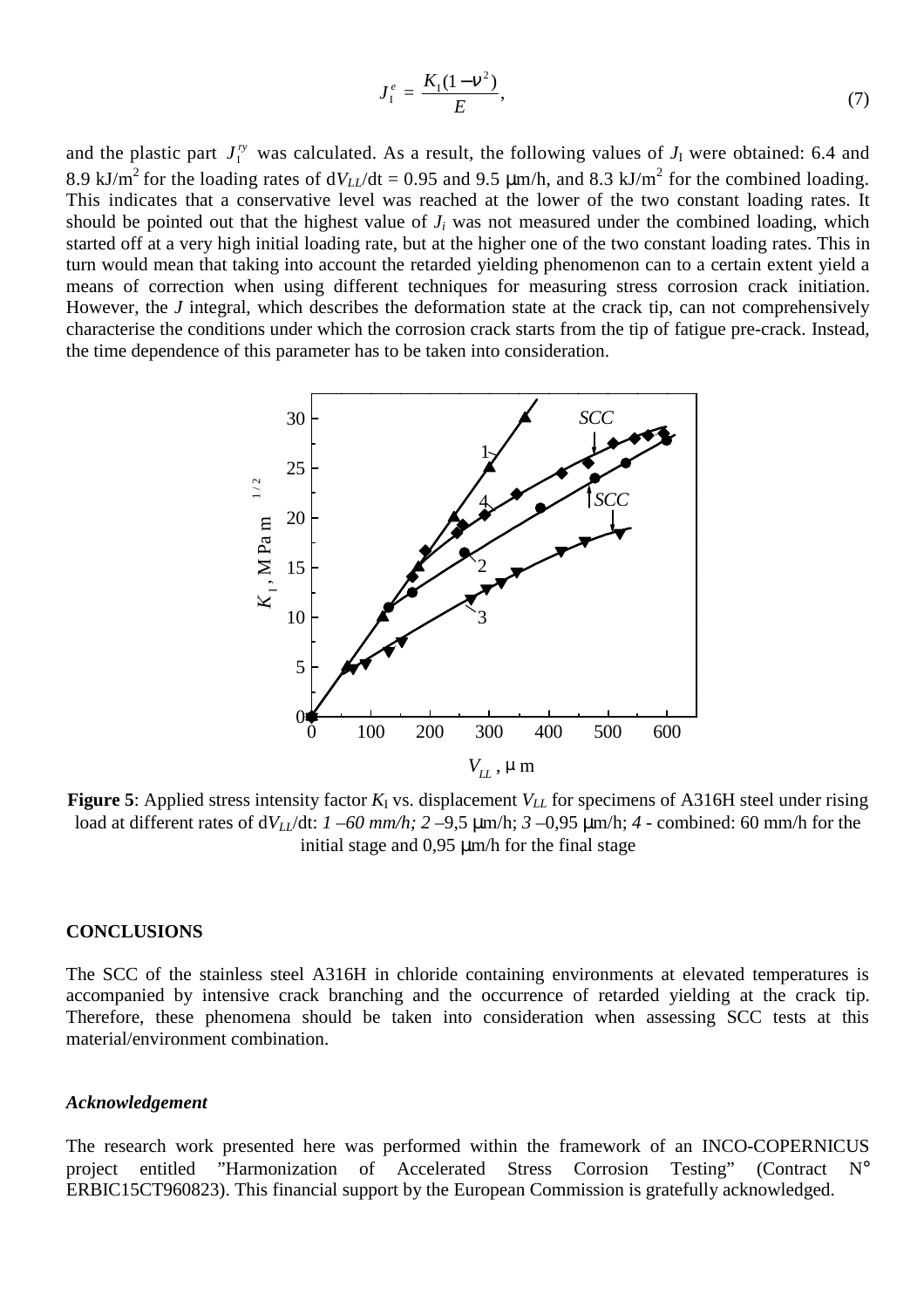$$J_I^e = \frac{K_I(1-\nu^2)}{E}, \tag{7}$$

and the plastic part $J_I^{ry}$ was calculated. As a result, the following values of $J_I$ were obtained: 6.4 and 8.9 kJ/m$^2$ for the loading rates of d$V_{LL}$/dt = 0.95 and 9.5 μm/h, and 8.3 kJ/m$^2$ for the combined loading. This indicates that a conservative level was reached at the lower of the two constant loading rates. It should be pointed out that the highest value of $J_i$ was not measured under the combined loading, which started off at a very high initial loading rate, but at the higher one of the two constant loading rates. This in turn would mean that taking into account the retarded yielding phenomenon can to a certain extent yield a means of correction when using different techniques for measuring stress corrosion crack initiation. However, the $J$ integral, which describes the deformation state at the crack tip, can not comprehensively characterise the conditions under which the corrosion crack starts from the tip of fatigue pre-crack. Instead, the time dependence of this parameter has to be taken into consideration.

**Figure 5**: Applied stress intensity factor $K_I$ vs. displacement $V_{LL}$ for specimens of A316H steel under rising load at different rates of d$V_{LL}$/dt: *1 –60 mm/h; 2* –9,5 μm/h; *3* –0,95 μm/h; *4* - combined: 60 mm/h for the initial stage and 0,95 μm/h for the final stage

## CONCLUSIONS

The SCC of the stainless steel A316H in chloride containing environments at elevated temperatures is accompanied by intensive crack branching and the occurrence of retarded yielding at the crack tip. Therefore, these phenomena should be taken into consideration when assessing SCC tests at this material/environment combination.

### *Acknowledgement*

The research work presented here was performed within the framework of an INCO-COPERNICUS project entitled "Harmonization of Accelerated Stress Corrosion Testing" (Contract N° ERBIC15CT960823). This financial support by the European Commission is gratefully acknowledged.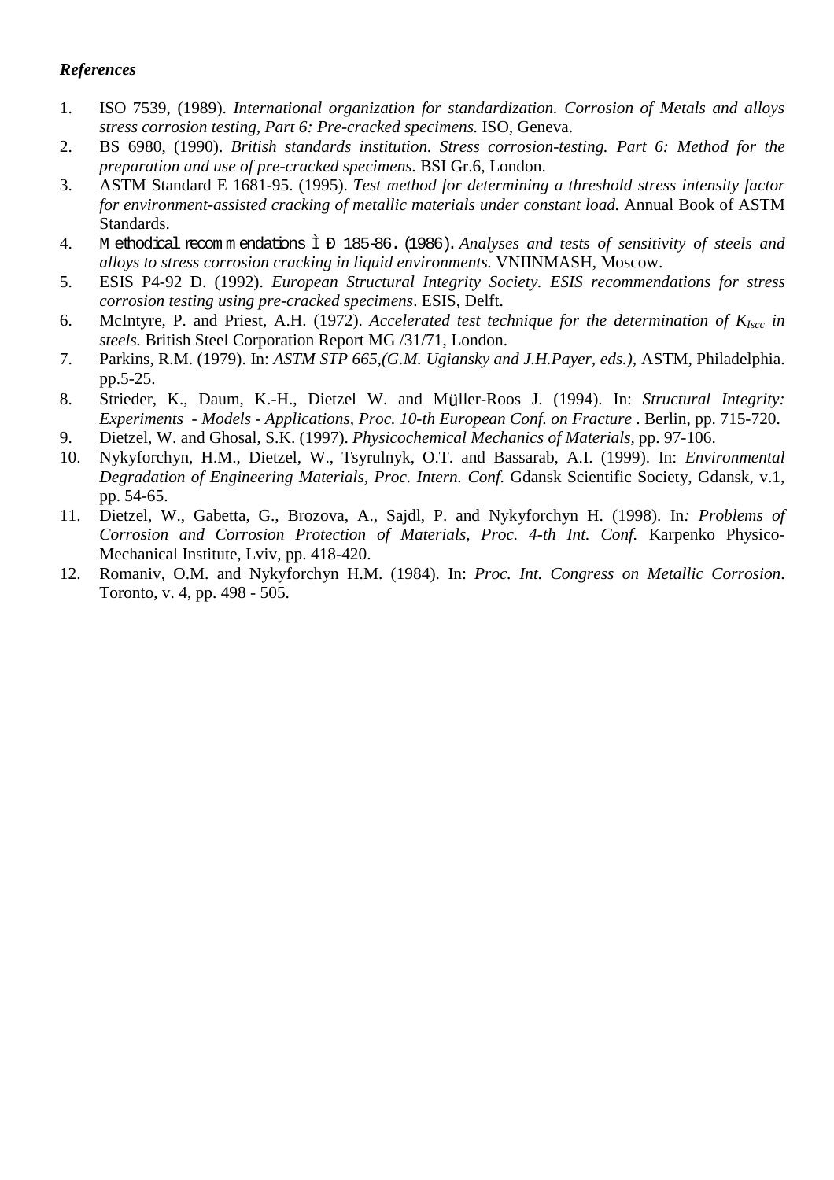***References***

1. ISO 7539, (1989). *International organization for standardization. Corrosion of Metals and alloys stress corrosion testing, Part 6: Pre-cracked specimens.* ISO, Geneva.
2. BS 6980, (1990). *British standards institution. Stress corrosion-testing. Part 6: Method for the preparation and use of pre-cracked specimens.* BSI Gr.6, London.
3. ASTM Standard E 1681-95. (1995). *Test method for determining a threshold stress intensity factor for environment-assisted cracking of metallic materials under constant load.* Annual Book of ASTM Standards.
4. Methodical recommendations ÌÐ 185-86. (1986). *Analyses and tests of sensitivity of steels and alloys to stress corrosion cracking in liquid environments.* VNIINMASH, Moscow.
5. ESIS P4-92 D. (1992). *European Structural Integrity Society. ESIS recommendations for stress corrosion testing using pre-cracked specimens*. ESIS, Delft.
6. McIntyre, P. and Priest, A.H. (1972). *Accelerated test technique for the determination of $K_{Iscc}$ in steels.* British Steel Corporation Report MG /31/71, London.
7. Parkins, R.M. (1979). In: *ASTM STP 665,(G.M. Ugiansky and J.H.Payer, eds.),* ASTM, Philadelphia. pp.5-25.
8. Strieder, K., Daum, K.-H., Dietzel W. and Müller-Roos J. (1994). In: *Structural Integrity: Experiments - Models - Applications, Proc. 10-th European Conf. on Fracture* . Berlin, pp. 715-720.
9. Dietzel, W. and Ghosal, S.K. (1997). *Physicochemical Mechanics of Materials*, pp. 97-106.
10. Nykyforchyn, H.M., Dietzel, W., Tsyrulnyk, O.T. and Bassarab, A.I. (1999). In: *Environmental Degradation of Engineering Materials, Proc. Intern. Conf.* Gdansk Scientific Society, Gdansk, v.1, pp. 54-65.
11. Dietzel, W., Gabetta, G., Brozova, A., Sajdl, P. and Nykyforchyn H. (1998). In*: Problems of Corrosion and Corrosion Protection of Materials, Proc. 4-th Int. Conf.* Karpenko Physico-Mechanical Institute, Lviv, pp. 418-420.
12. Romaniv, O.M. and Nykyforchyn H.M. (1984). In: *Proc. Int. Congress on Metallic Corrosion*. Toronto, v. 4, pp. 498 - 505.